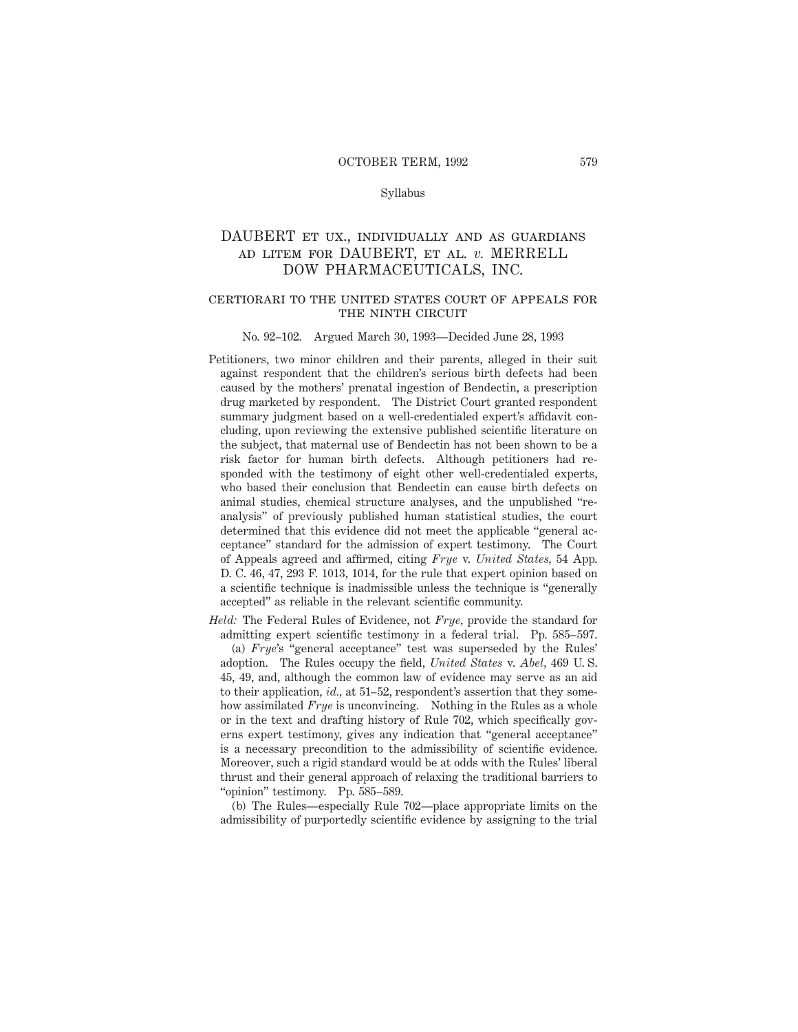Syllabus

# DAUBERT ET UX., INDIVIDUALLY AND AS GUARDIANS AD LITEM FOR DAUBERT, ET AL. *v.* MERRELL DOW PHARMACEUTICALS, INC.

## CERTIORARI TO THE UNITED STATES COURT OF APPEALS FOR THE NINTH CIRCUIT

No. 92–102. Argued March 30, 1993—Decided June 28, 1993

Petitioners, two minor children and their parents, alleged in their suit against respondent that the children's serious birth defects had been caused by the mothers' prenatal ingestion of Bendectin, a prescription drug marketed by respondent. The District Court granted respondent summary judgment based on a well-credentialed expert's affidavit concluding, upon reviewing the extensive published scientific literature on the subject, that maternal use of Bendectin has not been shown to be a risk factor for human birth defects. Although petitioners had responded with the testimony of eight other well-credentialed experts, who based their conclusion that Bendectin can cause birth defects on animal studies, chemical structure analyses, and the unpublished "reanalysis" of previously published human statistical studies, the court determined that this evidence did not meet the applicable "general acceptance" standard for the admission of expert testimony. The Court of Appeals agreed and affirmed, citing *Frye* v. *United States,* 54 App. D. C. 46, 47, 293 F. 1013, 1014, for the rule that expert opinion based on a scientific technique is inadmissible unless the technique is "generally accepted" as reliable in the relevant scientific community.

*Held:* The Federal Rules of Evidence, not *Frye,* provide the standard for admitting expert scientific testimony in a federal trial. Pp. 585–597.

(a) *Frye*'s "general acceptance" test was superseded by the Rules' adoption. The Rules occupy the field, *United States* v. *Abel,* 469 U. S. 45, 49, and, although the common law of evidence may serve as an aid to their application, *id.,* at 51–52, respondent's assertion that they somehow assimilated *Frye* is unconvincing. Nothing in the Rules as a whole or in the text and drafting history of Rule 702, which specifically governs expert testimony, gives any indication that "general acceptance" is a necessary precondition to the admissibility of scientific evidence. Moreover, such a rigid standard would be at odds with the Rules' liberal thrust and their general approach of relaxing the traditional barriers to "opinion" testimony. Pp. 585–589.

(b) The Rules—especially Rule 702—place appropriate limits on the admissibility of purportedly scientific evidence by assigning to the trial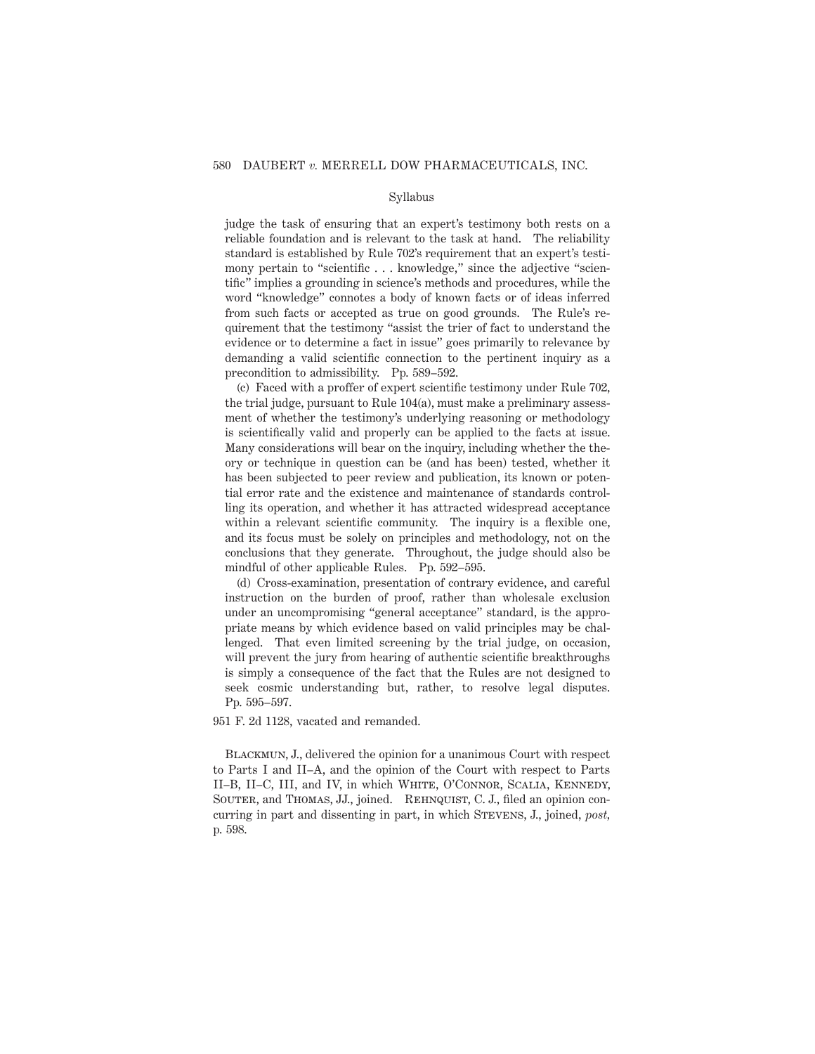judge the task of ensuring that an expert's testimony both rests on a reliable foundation and is relevant to the task at hand. The reliability standard is established by Rule 702's requirement that an expert's testimony pertain to "scientific . . . knowledge," since the adjective "scientific" implies a grounding in science's methods and procedures, while the word "knowledge" connotes a body of known facts or of ideas inferred from such facts or accepted as true on good grounds. The Rule's requirement that the testimony "assist the trier of fact to understand the evidence or to determine a fact in issue" goes primarily to relevance by demanding a valid scientific connection to the pertinent inquiry as a precondition to admissibility. Pp. 589–592.

(c) Faced with a proffer of expert scientific testimony under Rule 702, the trial judge, pursuant to Rule 104(a), must make a preliminary assessment of whether the testimony's underlying reasoning or methodology is scientifically valid and properly can be applied to the facts at issue. Many considerations will bear on the inquiry, including whether the theory or technique in question can be (and has been) tested, whether it has been subjected to peer review and publication, its known or potential error rate and the existence and maintenance of standards controlling its operation, and whether it has attracted widespread acceptance within a relevant scientific community. The inquiry is a flexible one, and its focus must be solely on principles and methodology, not on the conclusions that they generate. Throughout, the judge should also be mindful of other applicable Rules. Pp. 592–595.

(d) Cross-examination, presentation of contrary evidence, and careful instruction on the burden of proof, rather than wholesale exclusion under an uncompromising "general acceptance" standard, is the appropriate means by which evidence based on valid principles may be challenged. That even limited screening by the trial judge, on occasion, will prevent the jury from hearing of authentic scientific breakthroughs is simply a consequence of the fact that the Rules are not designed to seek cosmic understanding but, rather, to resolve legal disputes. Pp. 595–597.

951 F. 2d 1128, vacated and remanded.

Blackmun, J., delivered the opinion for a unanimous Court with respect to Parts I and II–A, and the opinion of the Court with respect to Parts II–B, II–C, III, and IV, in which White, O'Connor, Scalia, Kennedy, Souter, and Thomas, JJ., joined. Rehnquist, C. J., filed an opinion concurring in part and dissenting in part, in which Stevens, J., joined, *post*, p. 598.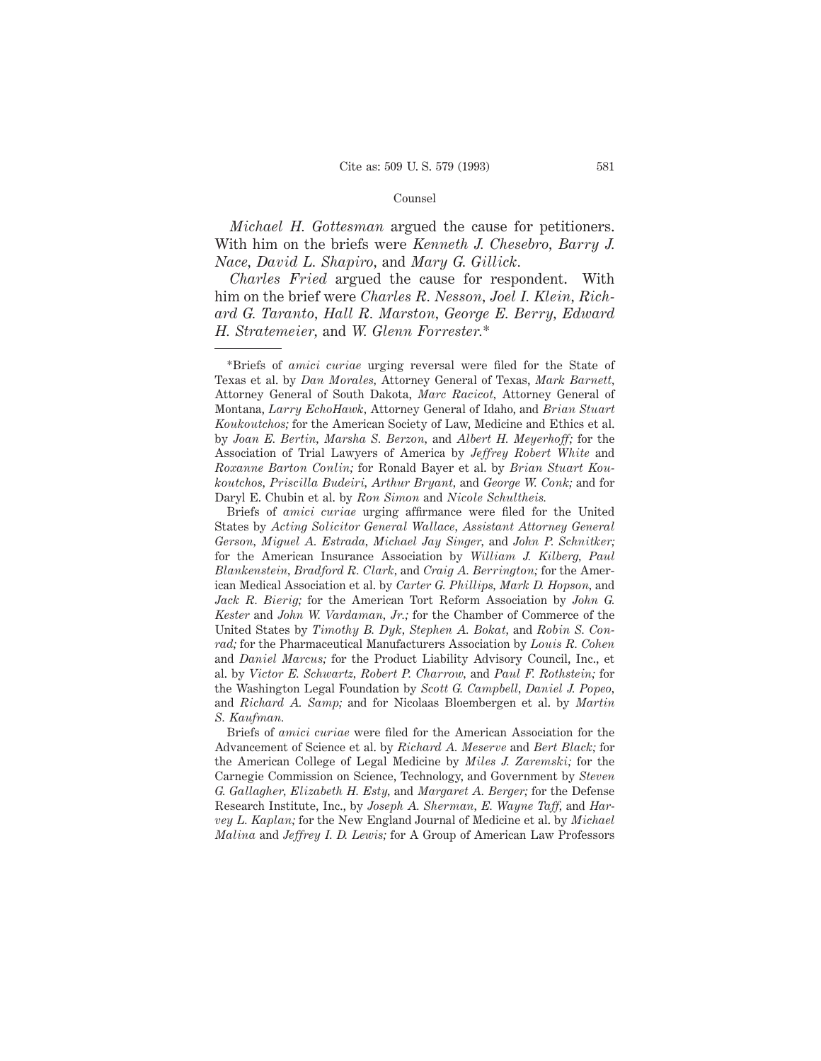Counsel

*Michael H. Gottesman* argued the cause for petitioners. With him on the briefs were *Kenneth J. Chesebro*, *Barry J. Nace*, *David L. Shapiro*, and *Mary G. Gillick*.

*Charles Fried* argued the cause for respondent. With him on the brief were *Charles R. Nesson*, *Joel I. Klein*, *Richard G. Taranto*, *Hall R. Marston*, *George E. Berry*, *Edward H. Stratemeier*, and *W. Glenn Forrester*.*

---

*Briefs of *amici curiae* urging reversal were filed for the State of Texas et al. by *Dan Morales*, Attorney General of Texas, *Mark Barnett*, Attorney General of South Dakota, *Marc Racicot*, Attorney General of Montana, *Larry EchoHawk*, Attorney General of Idaho, and *Brian Stuart Koukoutchos;* for the American Society of Law, Medicine and Ethics et al. by *Joan E. Bertin*, *Marsha S. Berzon*, and *Albert H. Meyerhoff;* for the Association of Trial Lawyers of America by *Jeffrey Robert White* and *Roxanne Barton Conlin;* for Ronald Bayer et al. by *Brian Stuart Koukoutchos*, *Priscilla Budeiri*, *Arthur Bryant*, and *George W. Conk;* and for Daryl E. Chubin et al. by *Ron Simon* and *Nicole Schultheis*.

Briefs of *amici curiae* urging affirmance were filed for the United States by *Acting Solicitor General Wallace*, *Assistant Attorney General Gerson*, *Miguel A. Estrada*, *Michael Jay Singer*, and *John P. Schnitker;* for the American Insurance Association by *William J. Kilberg*, *Paul Blankenstein*, *Bradford R. Clark*, and *Craig A. Berrington;* for the American Medical Association et al. by *Carter G. Phillips*, *Mark D. Hopson*, and *Jack R. Bierig;* for the American Tort Reform Association by *John G. Kester* and *John W. Vardaman, Jr.;* for the Chamber of Commerce of the United States by *Timothy B. Dyk*, *Stephen A. Bokat*, and *Robin S. Conrad;* for the Pharmaceutical Manufacturers Association by *Louis R. Cohen* and *Daniel Marcus;* for the Product Liability Advisory Council, Inc., et al. by *Victor E. Schwartz*, *Robert P. Charrow*, and *Paul F. Rothstein;* for the Washington Legal Foundation by *Scott G. Campbell*, *Daniel J. Popeo*, and *Richard A. Samp;* and for Nicolaas Bloembergen et al. by *Martin S. Kaufman*.

Briefs of *amici curiae* were filed for the American Association for the Advancement of Science et al. by *Richard A. Meserve* and *Bert Black;* for the American College of Legal Medicine by *Miles J. Zaremski;* for the Carnegie Commission on Science, Technology, and Government by *Steven G. Gallagher*, *Elizabeth H. Esty*, and *Margaret A. Berger;* for the Defense Research Institute, Inc., by *Joseph A. Sherman*, *E. Wayne Taff*, and *Harvey L. Kaplan;* for the New England Journal of Medicine et al. by *Michael Malina* and *Jeffrey I. D. Lewis;* for A Group of American Law Professors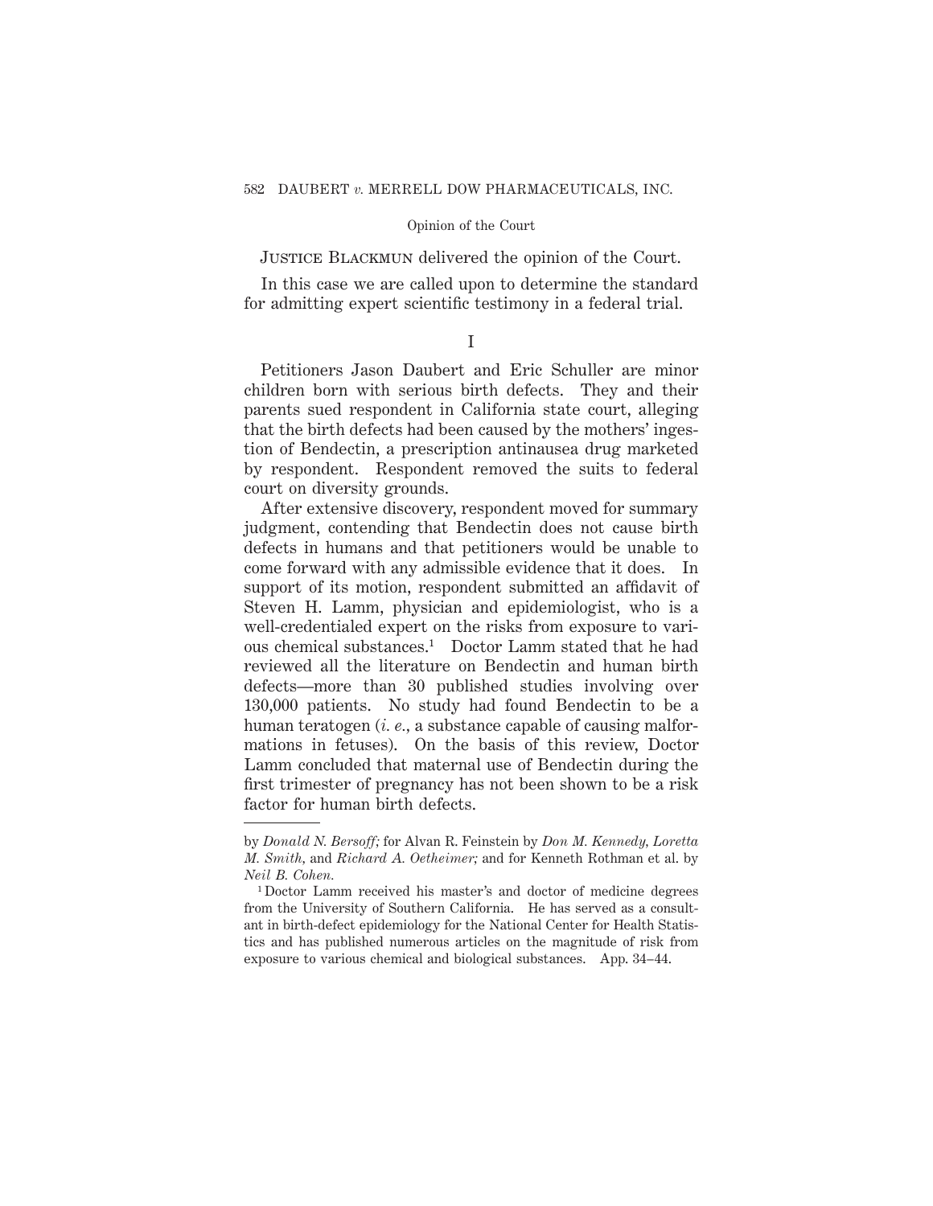Justice Blackmun delivered the opinion of the Court.

In this case we are called upon to determine the standard for admitting expert scientific testimony in a federal trial.

## I

Petitioners Jason Daubert and Eric Schuller are minor children born with serious birth defects. They and their parents sued respondent in California state court, alleging that the birth defects had been caused by the mothers' ingestion of Bendectin, a prescription antinausea drug marketed by respondent. Respondent removed the suits to federal court on diversity grounds.

After extensive discovery, respondent moved for summary judgment, contending that Bendectin does not cause birth defects in humans and that petitioners would be unable to come forward with any admissible evidence that it does. In support of its motion, respondent submitted an affidavit of Steven H. Lamm, physician and epidemiologist, who is a well-credentialed expert on the risks from exposure to various chemical substances.[1] Doctor Lamm stated that he had reviewed all the literature on Bendectin and human birth defects—more than 30 published studies involving over 130,000 patients. No study had found Bendectin to be a human teratogen (*i. e.*, a substance capable of causing malformations in fetuses). On the basis of this review, Doctor Lamm concluded that maternal use of Bendectin during the first trimester of pregnancy has not been shown to be a risk factor for human birth defects.

---

by *Donald N. Bersoff;* for Alvan R. Feinstein by *Don M. Kennedy, Loretta M. Smith*, and *Richard A. Oetheimer;* and for Kenneth Rothman et al. by *Neil B. Cohen.*

[1] Doctor Lamm received his master's and doctor of medicine degrees from the University of Southern California. He has served as a consultant in birth-defect epidemiology for the National Center for Health Statistics and has published numerous articles on the magnitude of risk from exposure to various chemical and biological substances. App. 34–44.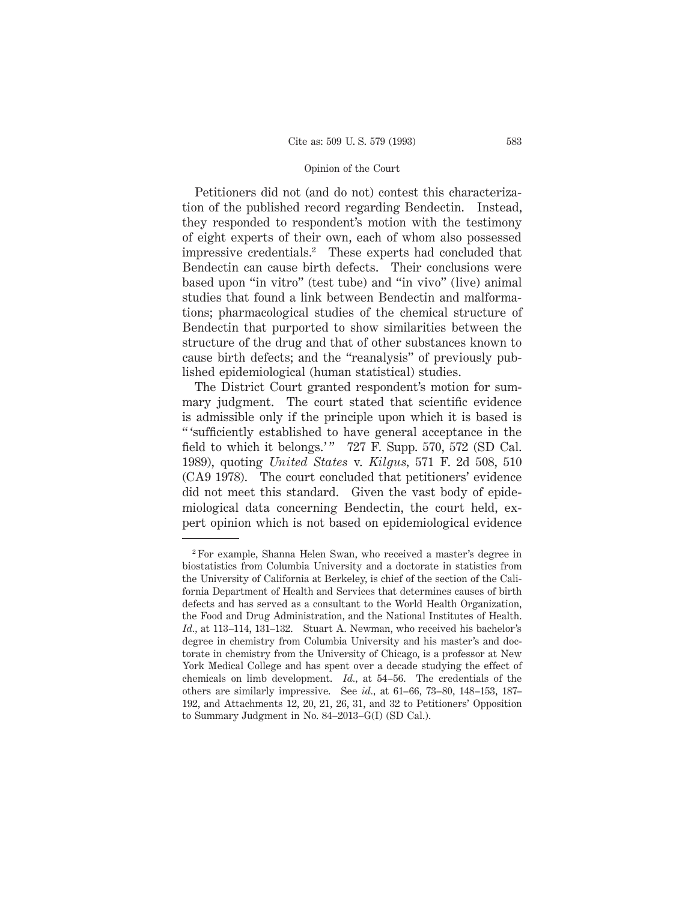Petitioners did not (and do not) contest this characterization of the published record regarding Bendectin. Instead, they responded to respondent's motion with the testimony of eight experts of their own, each of whom also possessed impressive credentials.[2] These experts had concluded that Bendectin can cause birth defects. Their conclusions were based upon "in vitro" (test tube) and "in vivo" (live) animal studies that found a link between Bendectin and malformations; pharmacological studies of the chemical structure of Bendectin that purported to show similarities between the structure of the drug and that of other substances known to cause birth defects; and the "reanalysis" of previously published epidemiological (human statistical) studies.

The District Court granted respondent's motion for summary judgment. The court stated that scientific evidence is admissible only if the principle upon which it is based is "'sufficiently established to have general acceptance in the field to which it belongs.'" 727 F. Supp. 570, 572 (SD Cal. 1989), quoting *United States* v. *Kilgus*, 571 F. 2d 508, 510 (CA9 1978). The court concluded that petitioners' evidence did not meet this standard. Given the vast body of epidemiological data concerning Bendectin, the court held, expert opinion which is not based on epidemiological evidence

---

[2] For example, Shanna Helen Swan, who received a master's degree in biostatistics from Columbia University and a doctorate in statistics from the University of California at Berkeley, is chief of the section of the California Department of Health and Services that determines causes of birth defects and has served as a consultant to the World Health Organization, the Food and Drug Administration, and the National Institutes of Health. *Id.*, at 113–114, 131–132. Stuart A. Newman, who received his bachelor's degree in chemistry from Columbia University and his master's and doctorate in chemistry from the University of Chicago, is a professor at New York Medical College and has spent over a decade studying the effect of chemicals on limb development. *Id.*, at 54–56. The credentials of the others are similarly impressive. See *id.*, at 61–66, 73–80, 148–153, 187–192, and Attachments 12, 20, 21, 26, 31, and 32 to Petitioners' Opposition to Summary Judgment in No. 84–2013–G(I) (SD Cal.).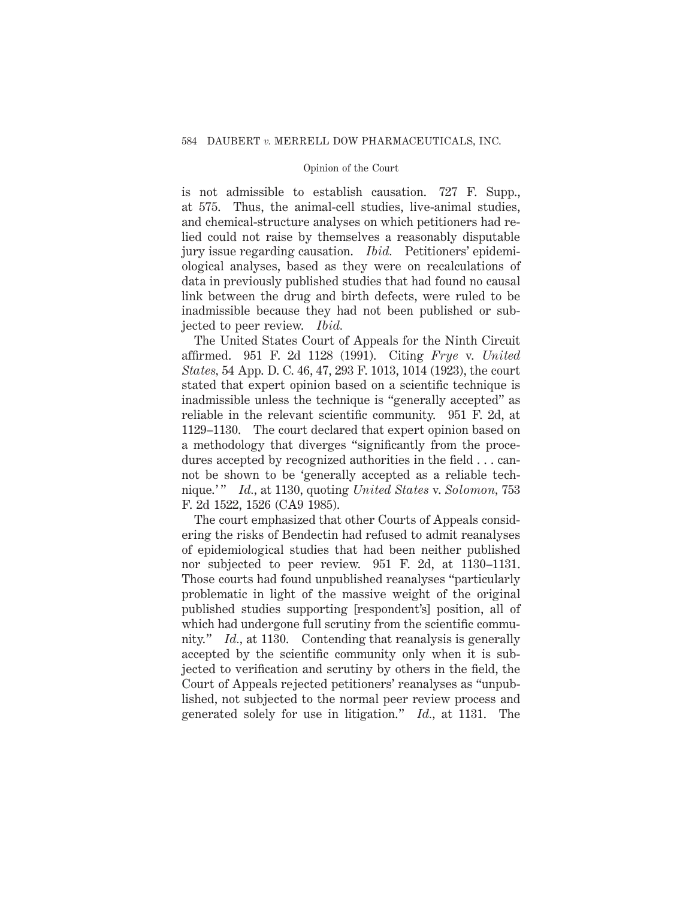is not admissible to establish causation. 727 F. Supp., at 575. Thus, the animal-cell studies, live-animal studies, and chemical-structure analyses on which petitioners had relied could not raise by themselves a reasonably disputable jury issue regarding causation. *Ibid.* Petitioners' epidemiological analyses, based as they were on recalculations of data in previously published studies that had found no causal link between the drug and birth defects, were ruled to be inadmissible because they had not been published or subjected to peer review. *Ibid.*

The United States Court of Appeals for the Ninth Circuit affirmed. 951 F. 2d 1128 (1991). Citing *Frye* v. *United States*, 54 App. D. C. 46, 47, 293 F. 1013, 1014 (1923), the court stated that expert opinion based on a scientific technique is inadmissible unless the technique is "generally accepted" as reliable in the relevant scientific community. 951 F. 2d, at 1129–1130. The court declared that expert opinion based on a methodology that diverges "significantly from the procedures accepted by recognized authorities in the field . . . cannot be shown to be 'generally accepted as a reliable technique.'" *Id.*, at 1130, quoting *United States* v. *Solomon*, 753 F. 2d 1522, 1526 (CA9 1985).

The court emphasized that other Courts of Appeals considering the risks of Bendectin had refused to admit reanalyses of epidemiological studies that had been neither published nor subjected to peer review. 951 F. 2d, at 1130–1131. Those courts had found unpublished reanalyses "particularly problematic in light of the massive weight of the original published studies supporting [respondent's] position, all of which had undergone full scrutiny from the scientific community." *Id.*, at 1130. Contending that reanalysis is generally accepted by the scientific community only when it is subjected to verification and scrutiny by others in the field, the Court of Appeals rejected petitioners' reanalyses as "unpublished, not subjected to the normal peer review process and generated solely for use in litigation." *Id.*, at 1131. The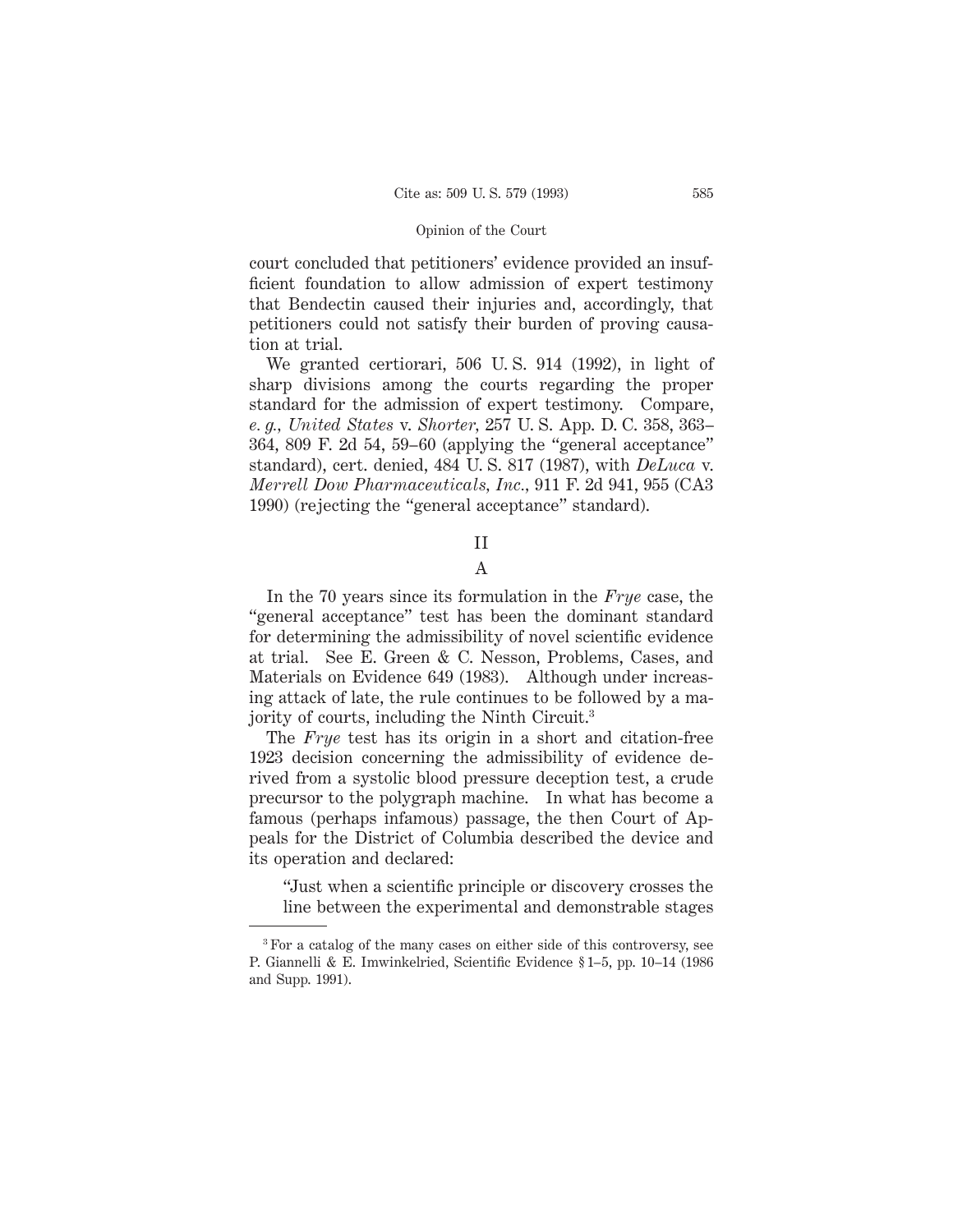court concluded that petitioners' evidence provided an insufficient foundation to allow admission of expert testimony that Bendectin caused their injuries and, accordingly, that petitioners could not satisfy their burden of proving causation at trial.

We granted certiorari, 506 U. S. 914 (1992), in light of sharp divisions among the courts regarding the proper standard for the admission of expert testimony. Compare, *e. g.*, *United States* v. *Shorter*, 257 U. S. App. D. C. 358, 363–364, 809 F. 2d 54, 59–60 (applying the "general acceptance" standard), cert. denied, 484 U. S. 817 (1987), with *DeLuca* v. *Merrell Dow Pharmaceuticals, Inc.*, 911 F. 2d 941, 955 (CA3 1990) (rejecting the "general acceptance" standard).

## II

### A

In the 70 years since its formulation in the *Frye* case, the "general acceptance" test has been the dominant standard for determining the admissibility of novel scientific evidence at trial. See E. Green & C. Nesson, Problems, Cases, and Materials on Evidence 649 (1983). Although under increasing attack of late, the rule continues to be followed by a majority of courts, including the Ninth Circuit.[3]

The *Frye* test has its origin in a short and citation-free 1923 decision concerning the admissibility of evidence derived from a systolic blood pressure deception test, a crude precursor to the polygraph machine. In what has become a famous (perhaps infamous) passage, the then Court of Appeals for the District of Columbia described the device and its operation and declared:

> "Just when a scientific principle or discovery crosses the line between the experimental and demonstrable stages

---

[3] For a catalog of the many cases on either side of this controversy, see P. Giannelli & E. Imwinkelried, Scientific Evidence § 1–5, pp. 10–14 (1986 and Supp. 1991).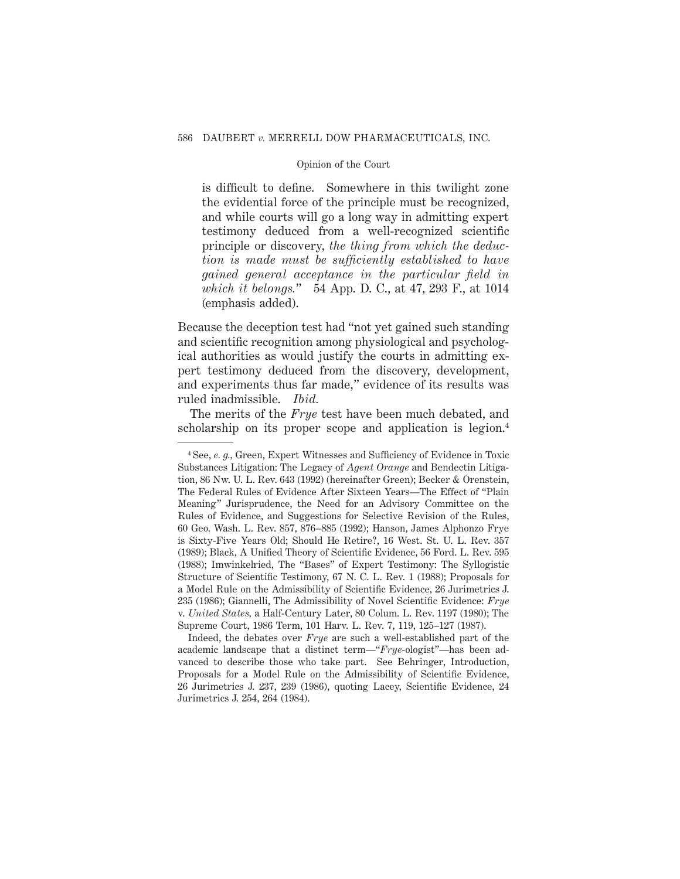is difficult to define. Somewhere in this twilight zone the evidential force of the principle must be recognized, and while courts will go a long way in admitting expert testimony deduced from a well-recognized scientific principle or discovery, *the thing from which the deduction is made must be sufficiently established to have gained general acceptance in the particular field in which it belongs.*" 54 App. D. C., at 47, 293 F., at 1014 (emphasis added).

Because the deception test had "not yet gained such standing and scientific recognition among physiological and psychological authorities as would justify the courts in admitting expert testimony deduced from the discovery, development, and experiments thus far made," evidence of its results was ruled inadmissible. *Ibid.*

The merits of the *Frye* test have been much debated, and scholarship on its proper scope and application is legion.[4]

---

[4] See, *e. g.,* Green, Expert Witnesses and Sufficiency of Evidence in Toxic Substances Litigation: The Legacy of *Agent Orange* and Bendectin Litigation, 86 Nw. U. L. Rev. 643 (1992) (hereinafter Green); Becker & Orenstein, The Federal Rules of Evidence After Sixteen Years—The Effect of "Plain Meaning" Jurisprudence, the Need for an Advisory Committee on the Rules of Evidence, and Suggestions for Selective Revision of the Rules, 60 Geo. Wash. L. Rev. 857, 876–885 (1992); Hanson, James Alphonzo Frye is Sixty-Five Years Old; Should He Retire?, 16 West. St. U. L. Rev. 357 (1989); Black, A Unified Theory of Scientific Evidence, 56 Ford. L. Rev. 595 (1988); Imwinkelried, The "Bases" of Expert Testimony: The Syllogistic Structure of Scientific Testimony, 67 N. C. L. Rev. 1 (1988); Proposals for a Model Rule on the Admissibility of Scientific Evidence, 26 Jurimetrics J. 235 (1986); Giannelli, The Admissibility of Novel Scientific Evidence: *Frye* v. *United States,* a Half-Century Later, 80 Colum. L. Rev. 1197 (1980); The Supreme Court, 1986 Term, 101 Harv. L. Rev. 7, 119, 125–127 (1987).

Indeed, the debates over *Frye* are such a well-established part of the academic landscape that a distinct term—"*Frye*-ologist"—has been advanced to describe those who take part. See Behringer, Introduction, Proposals for a Model Rule on the Admissibility of Scientific Evidence, 26 Jurimetrics J. 237, 239 (1986), quoting Lacey, Scientific Evidence, 24 Jurimetrics J. 254, 264 (1984).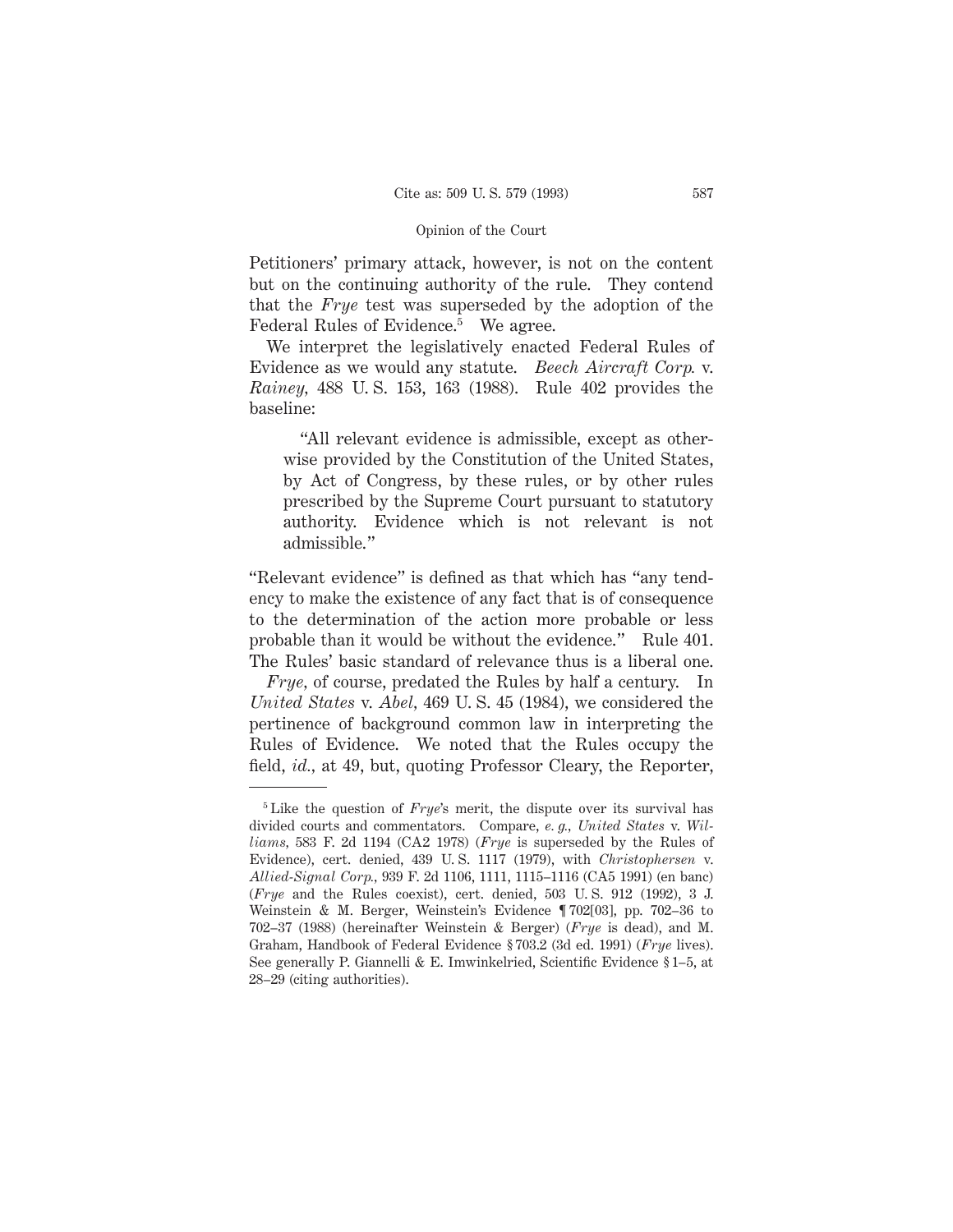Petitioners' primary attack, however, is not on the content but on the continuing authority of the rule. They contend that the *Frye* test was superseded by the adoption of the Federal Rules of Evidence.[5] We agree.

We interpret the legislatively enacted Federal Rules of Evidence as we would any statute. *Beech Aircraft Corp.* v. *Rainey*, 488 U. S. 153, 163 (1988). Rule 402 provides the baseline:

> "All relevant evidence is admissible, except as otherwise provided by the Constitution of the United States, by Act of Congress, by these rules, or by other rules prescribed by the Supreme Court pursuant to statutory authority. Evidence which is not relevant is not admissible."

"Relevant evidence" is defined as that which has "any tendency to make the existence of any fact that is of consequence to the determination of the action more probable or less probable than it would be without the evidence." Rule 401. The Rules' basic standard of relevance thus is a liberal one.

*Frye*, of course, predated the Rules by half a century. In *United States* v. *Abel*, 469 U. S. 45 (1984), we considered the pertinence of background common law in interpreting the Rules of Evidence. We noted that the Rules occupy the field, *id.*, at 49, but, quoting Professor Cleary, the Reporter,

---

[5] Like the question of *Frye*'s merit, the dispute over its survival has divided courts and commentators. Compare, *e. g.*, *United States* v. *Williams*, 583 F. 2d 1194 (CA2 1978) (*Frye* is superseded by the Rules of Evidence), cert. denied, 439 U. S. 1117 (1979), with *Christophersen* v. *Allied-Signal Corp.*, 939 F. 2d 1106, 1111, 1115–1116 (CA5 1991) (en banc) (*Frye* and the Rules coexist), cert. denied, 503 U. S. 912 (1992), 3 J. Weinstein & M. Berger, Weinstein's Evidence ¶ 702[03], pp. 702–36 to 702–37 (1988) (hereinafter Weinstein & Berger) (*Frye* is dead), and M. Graham, Handbook of Federal Evidence § 703.2 (3d ed. 1991) (*Frye* lives). See generally P. Giannelli & E. Imwinkelried, Scientific Evidence § 1–5, at 28–29 (citing authorities).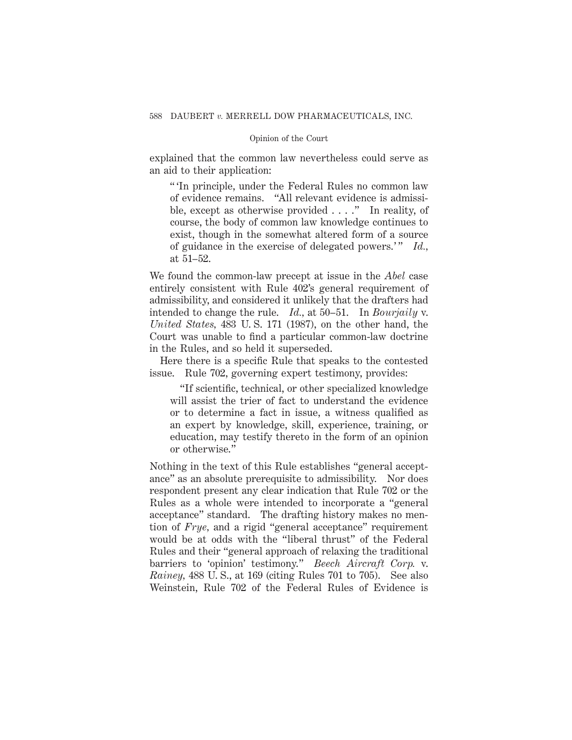explained that the common law nevertheless could serve as an aid to their application:

> " 'In principle, under the Federal Rules no common law of evidence remains. "All relevant evidence is admissible, except as otherwise provided . . . ." In reality, of course, the body of common law knowledge continues to exist, though in the somewhat altered form of a source of guidance in the exercise of delegated powers.' " *Id.*, at 51–52.

We found the common-law precept at issue in the *Abel* case entirely consistent with Rule 402's general requirement of admissibility, and considered it unlikely that the drafters had intended to change the rule. *Id.*, at 50–51. In *Bourjaily* v. *United States*, 483 U. S. 171 (1987), on the other hand, the Court was unable to find a particular common-law doctrine in the Rules, and so held it superseded.

Here there is a specific Rule that speaks to the contested issue. Rule 702, governing expert testimony, provides:

> "If scientific, technical, or other specialized knowledge will assist the trier of fact to understand the evidence or to determine a fact in issue, a witness qualified as an expert by knowledge, skill, experience, training, or education, may testify thereto in the form of an opinion or otherwise."

Nothing in the text of this Rule establishes "general acceptance" as an absolute prerequisite to admissibility. Nor does respondent present any clear indication that Rule 702 or the Rules as a whole were intended to incorporate a "general acceptance" standard. The drafting history makes no mention of *Frye*, and a rigid "general acceptance" requirement would be at odds with the "liberal thrust" of the Federal Rules and their "general approach of relaxing the traditional barriers to 'opinion' testimony." *Beech Aircraft Corp.* v. *Rainey*, 488 U. S., at 169 (citing Rules 701 to 705). See also Weinstein, Rule 702 of the Federal Rules of Evidence is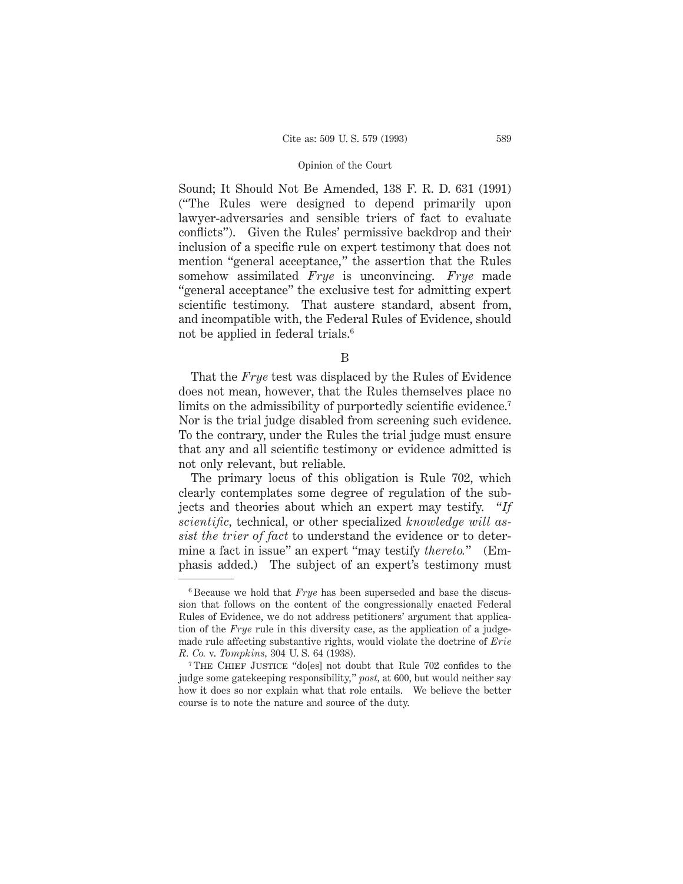Sound; It Should Not Be Amended, 138 F. R. D. 631 (1991) ("The Rules were designed to depend primarily upon lawyer-adversaries and sensible triers of fact to evaluate conflicts"). Given the Rules' permissive backdrop and their inclusion of a specific rule on expert testimony that does not mention "general acceptance," the assertion that the Rules somehow assimilated *Frye* is unconvincing. *Frye* made "general acceptance" the exclusive test for admitting expert scientific testimony. That austere standard, absent from, and incompatible with, the Federal Rules of Evidence, should not be applied in federal trials.[6]

## B

That the *Frye* test was displaced by the Rules of Evidence does not mean, however, that the Rules themselves place no limits on the admissibility of purportedly scientific evidence.[7] Nor is the trial judge disabled from screening such evidence. To the contrary, under the Rules the trial judge must ensure that any and all scientific testimony or evidence admitted is not only relevant, but reliable.

The primary locus of this obligation is Rule 702, which clearly contemplates some degree of regulation of the subjects and theories about which an expert may testify. "*If scientific*, technical, or other specialized *knowledge will assist the trier of fact* to understand the evidence or to determine a fact in issue" an expert "may testify *thereto*." (Emphasis added.) The subject of an expert's testimony must

---

[6] Because we hold that *Frye* has been superseded and base the discussion that follows on the content of the congressionally enacted Federal Rules of Evidence, we do not address petitioners' argument that application of the *Frye* rule in this diversity case, as the application of a judge-made rule affecting substantive rights, would violate the doctrine of *Erie R. Co.* v. *Tompkins*, 304 U. S. 64 (1938).

[7] The Chief Justice "do[es] not doubt that Rule 702 confides to the judge some gatekeeping responsibility," *post*, at 600, but would neither say how it does so nor explain what that role entails. We believe the better course is to note the nature and source of the duty.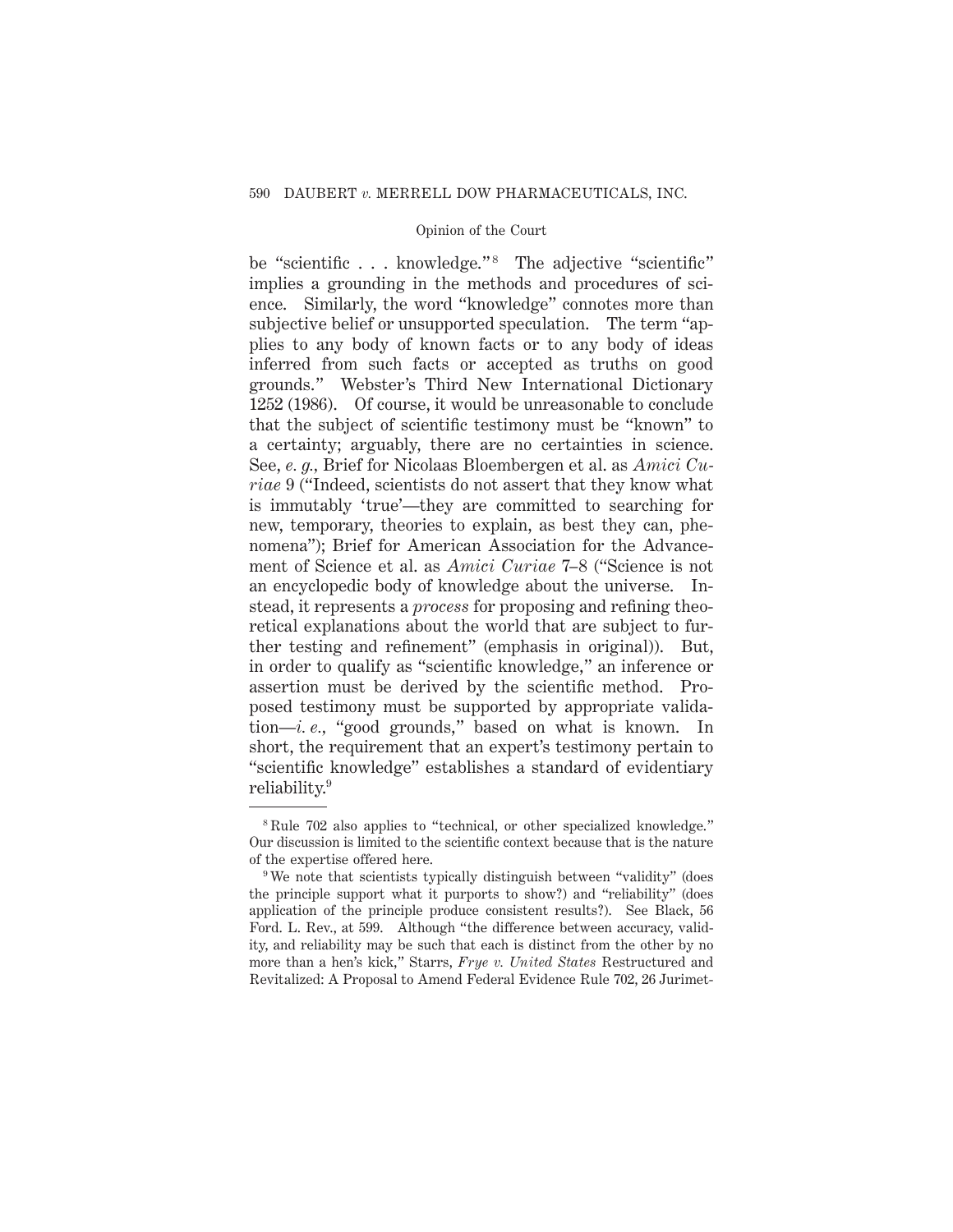be "scientific . . . knowledge."[8] The adjective "scientific" implies a grounding in the methods and procedures of science. Similarly, the word "knowledge" connotes more than subjective belief or unsupported speculation. The term "applies to any body of known facts or to any body of ideas inferred from such facts or accepted as truths on good grounds." Webster's Third New International Dictionary 1252 (1986). Of course, it would be unreasonable to conclude that the subject of scientific testimony must be "known" to a certainty; arguably, there are no certainties in science. See, *e. g.*, Brief for Nicolaas Bloembergen et al. as *Amici Curiae* 9 ("Indeed, scientists do not assert that they know what is immutably 'true'—they are committed to searching for new, temporary, theories to explain, as best they can, phenomena"); Brief for American Association for the Advancement of Science et al. as *Amici Curiae* 7–8 ("Science is not an encyclopedic body of knowledge about the universe. Instead, it represents a *process* for proposing and refining theoretical explanations about the world that are subject to further testing and refinement" (emphasis in original)). But, in order to qualify as "scientific knowledge," an inference or assertion must be derived by the scientific method. Proposed testimony must be supported by appropriate validation—*i. e.*, "good grounds," based on what is known. In short, the requirement that an expert's testimony pertain to "scientific knowledge" establishes a standard of evidentiary reliability.[9]

---

[8] Rule 702 also applies to "technical, or other specialized knowledge." Our discussion is limited to the scientific context because that is the nature of the expertise offered here.

[9] We note that scientists typically distinguish between "validity" (does the principle support what it purports to show?) and "reliability" (does application of the principle produce consistent results?). See Black, 56 Ford. L. Rev., at 599. Although "the difference between accuracy, validity, and reliability may be such that each is distinct from the other by no more than a hen's kick," Starrs, *Frye v. United States* Restructured and Revitalized: A Proposal to Amend Federal Evidence Rule 702, 26 Jurimet-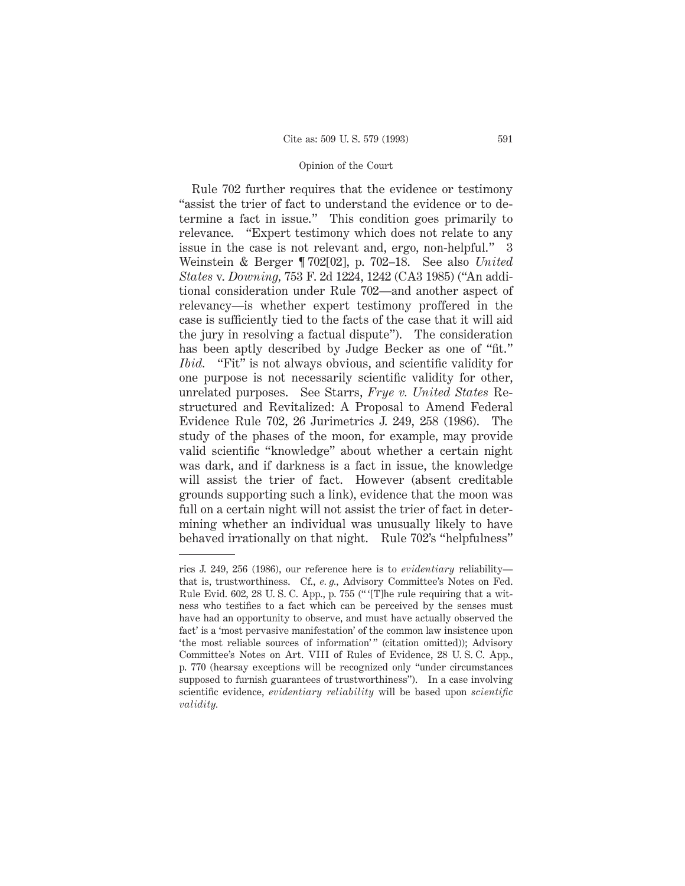Rule 702 further requires that the evidence or testimony "assist the trier of fact to understand the evidence or to determine a fact in issue." This condition goes primarily to relevance. "Expert testimony which does not relate to any issue in the case is not relevant and, ergo, non-helpful." 3 Weinstein & Berger ¶ 702[02], p. 702–18. See also *United States* v. *Downing,* 753 F. 2d 1224, 1242 (CA3 1985) ("An additional consideration under Rule 702—and another aspect of relevancy—is whether expert testimony proffered in the case is sufficiently tied to the facts of the case that it will aid the jury in resolving a factual dispute"). The consideration has been aptly described by Judge Becker as one of "fit." *Ibid.* "Fit" is not always obvious, and scientific validity for one purpose is not necessarily scientific validity for other, unrelated purposes. See Starrs, *Frye v. United States* Restructured and Revitalized: A Proposal to Amend Federal Evidence Rule 702, 26 Jurimetrics J. 249, 258 (1986). The study of the phases of the moon, for example, may provide valid scientific "knowledge" about whether a certain night was dark, and if darkness is a fact in issue, the knowledge will assist the trier of fact. However (absent creditable grounds supporting such a link), evidence that the moon was full on a certain night will not assist the trier of fact in determining whether an individual was unusually likely to have behaved irrationally on that night. Rule 702's "helpfulness"

---

rics J. 249, 256 (1986), our reference here is to *evidentiary* reliability—that is, trustworthiness. Cf., *e. g.,* Advisory Committee's Notes on Fed. Rule Evid. 602, 28 U. S. C. App., p. 755 ("'[T]he rule requiring that a witness who testifies to a fact which can be perceived by the senses must have had an opportunity to observe, and must have actually observed the fact' is a 'most pervasive manifestation' of the common law insistence upon 'the most reliable sources of information'" (citation omitted)); Advisory Committee's Notes on Art. VIII of Rules of Evidence, 28 U. S. C. App., p. 770 (hearsay exceptions will be recognized only "under circumstances supposed to furnish guarantees of trustworthiness"). In a case involving scientific evidence, *evidentiary reliability* will be based upon *scientific validity.*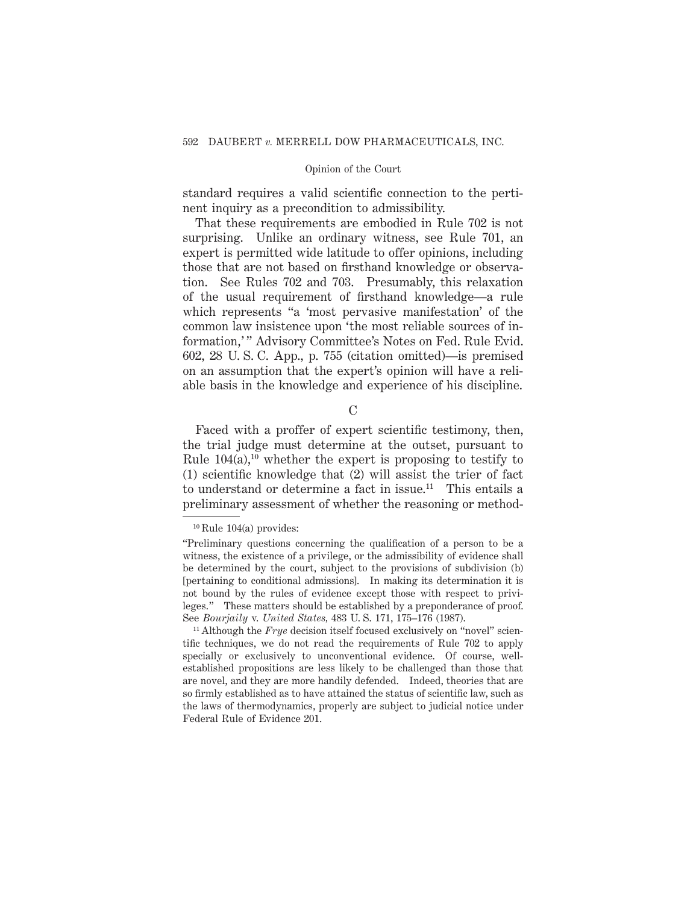standard requires a valid scientific connection to the pertinent inquiry as a precondition to admissibility.

That these requirements are embodied in Rule 702 is not surprising. Unlike an ordinary witness, see Rule 701, an expert is permitted wide latitude to offer opinions, including those that are not based on firsthand knowledge or observation. See Rules 702 and 703. Presumably, this relaxation of the usual requirement of firsthand knowledge—a rule which represents "a 'most pervasive manifestation' of the common law insistence upon 'the most reliable sources of information,' " Advisory Committee's Notes on Fed. Rule Evid. 602, 28 U. S. C. App., p. 755 (citation omitted)—is premised on an assumption that the expert's opinion will have a reliable basis in the knowledge and experience of his discipline.

C

Faced with a proffer of expert scientific testimony, then, the trial judge must determine at the outset, pursuant to Rule 104(a),[10] whether the expert is proposing to testify to (1) scientific knowledge that (2) will assist the trier of fact to understand or determine a fact in issue.[11] This entails a preliminary assessment of whether the reasoning or method-

---

[10] Rule 104(a) provides:

"Preliminary questions concerning the qualification of a person to be a witness, the existence of a privilege, or the admissibility of evidence shall be determined by the court, subject to the provisions of subdivision (b) [pertaining to conditional admissions]. In making its determination it is not bound by the rules of evidence except those with respect to privileges." These matters should be established by a preponderance of proof. See *Bourjaily* v. *United States*, 483 U. S. 171, 175–176 (1987).

[11] Although the *Frye* decision itself focused exclusively on "novel" scientific techniques, we do not read the requirements of Rule 702 to apply specially or exclusively to unconventional evidence. Of course, well-established propositions are less likely to be challenged than those that are novel, and they are more handily defended. Indeed, theories that are so firmly established as to have attained the status of scientific law, such as the laws of thermodynamics, properly are subject to judicial notice under Federal Rule of Evidence 201.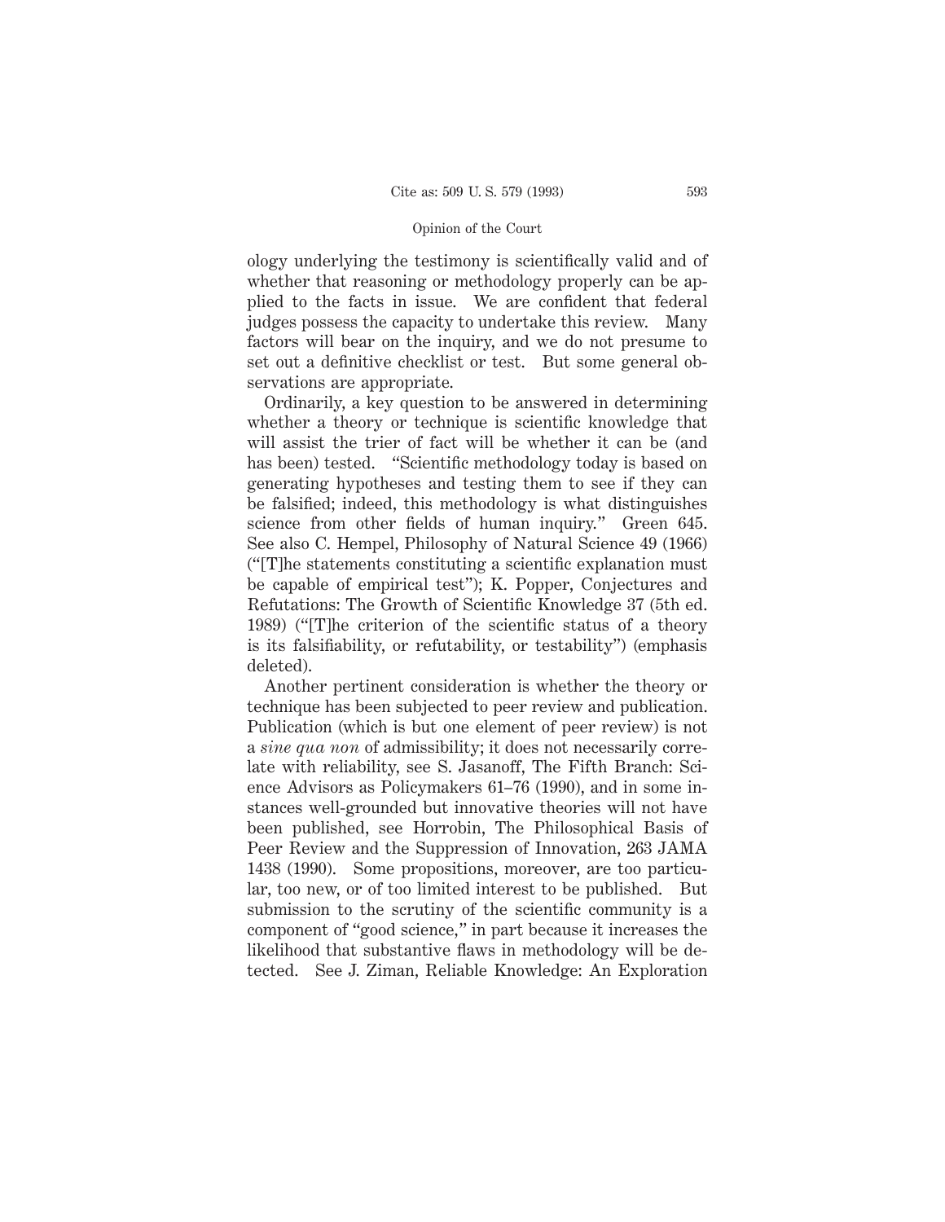ology underlying the testimony is scientifically valid and of whether that reasoning or methodology properly can be applied to the facts in issue. We are confident that federal judges possess the capacity to undertake this review. Many factors will bear on the inquiry, and we do not presume to set out a definitive checklist or test. But some general observations are appropriate.

Ordinarily, a key question to be answered in determining whether a theory or technique is scientific knowledge that will assist the trier of fact will be whether it can be (and has been) tested. "Scientific methodology today is based on generating hypotheses and testing them to see if they can be falsified; indeed, this methodology is what distinguishes science from other fields of human inquiry." Green 645. See also C. Hempel, Philosophy of Natural Science 49 (1966) ("[T]he statements constituting a scientific explanation must be capable of empirical test"); K. Popper, Conjectures and Refutations: The Growth of Scientific Knowledge 37 (5th ed. 1989) ("[T]he criterion of the scientific status of a theory is its falsifiability, or refutability, or testability") (emphasis deleted).

Another pertinent consideration is whether the theory or technique has been subjected to peer review and publication. Publication (which is but one element of peer review) is not a *sine qua non* of admissibility; it does not necessarily correlate with reliability, see S. Jasanoff, The Fifth Branch: Science Advisors as Policymakers 61–76 (1990), and in some instances well-grounded but innovative theories will not have been published, see Horrobin, The Philosophical Basis of Peer Review and the Suppression of Innovation, 263 JAMA 1438 (1990). Some propositions, moreover, are too particular, too new, or of too limited interest to be published. But submission to the scrutiny of the scientific community is a component of "good science," in part because it increases the likelihood that substantive flaws in methodology will be detected. See J. Ziman, Reliable Knowledge: An Exploration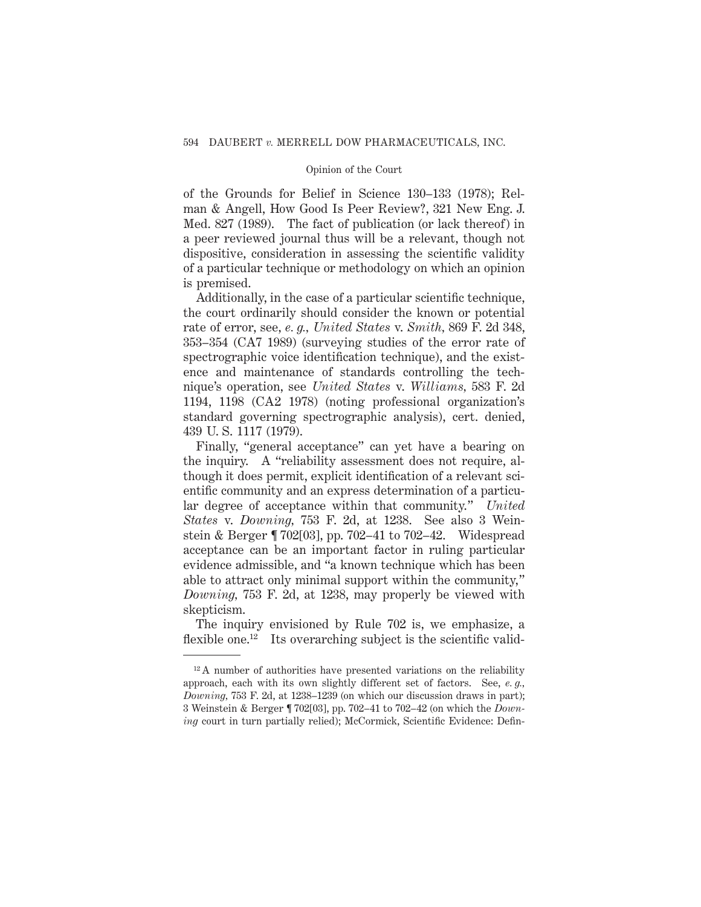of the Grounds for Belief in Science 130–133 (1978); Relman & Angell, How Good Is Peer Review?, 321 New Eng. J. Med. 827 (1989). The fact of publication (or lack thereof) in a peer reviewed journal thus will be a relevant, though not dispositive, consideration in assessing the scientific validity of a particular technique or methodology on which an opinion is premised.

Additionally, in the case of a particular scientific technique, the court ordinarily should consider the known or potential rate of error, see, *e. g.*, *United States* v. *Smith*, 869 F. 2d 348, 353–354 (CA7 1989) (surveying studies of the error rate of spectrographic voice identification technique), and the existence and maintenance of standards controlling the technique's operation, see *United States* v. *Williams*, 583 F. 2d 1194, 1198 (CA2 1978) (noting professional organization's standard governing spectrographic analysis), cert. denied, 439 U. S. 1117 (1979).

Finally, "general acceptance" can yet have a bearing on the inquiry. A "reliability assessment does not require, although it does permit, explicit identification of a relevant scientific community and an express determination of a particular degree of acceptance within that community." *United States* v. *Downing*, 753 F. 2d, at 1238. See also 3 Weinstein & Berger ¶ 702[03], pp. 702–41 to 702–42. Widespread acceptance can be an important factor in ruling particular evidence admissible, and "a known technique which has been able to attract only minimal support within the community," *Downing*, 753 F. 2d, at 1238, may properly be viewed with skepticism.

The inquiry envisioned by Rule 702 is, we emphasize, a flexible one.[12] Its overarching subject is the scientific valid-

---

[12] A number of authorities have presented variations on the reliability approach, each with its own slightly different set of factors. See, *e. g.*, *Downing*, 753 F. 2d, at 1238–1239 (on which our discussion draws in part); 3 Weinstein & Berger ¶ 702[03], pp. 702–41 to 702–42 (on which the *Downing* court in turn partially relied); McCormick, Scientific Evidence: Defin-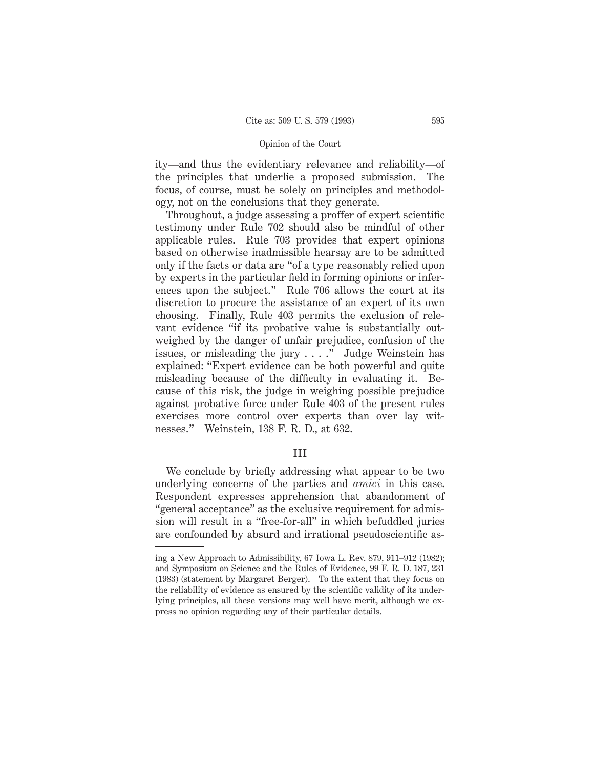ity—and thus the evidentiary relevance and reliability—of the principles that underlie a proposed submission. The focus, of course, must be solely on principles and methodology, not on the conclusions that they generate.

Throughout, a judge assessing a proffer of expert scientific testimony under Rule 702 should also be mindful of other applicable rules. Rule 703 provides that expert opinions based on otherwise inadmissible hearsay are to be admitted only if the facts or data are "of a type reasonably relied upon by experts in the particular field in forming opinions or inferences upon the subject." Rule 706 allows the court at its discretion to procure the assistance of an expert of its own choosing. Finally, Rule 403 permits the exclusion of relevant evidence "if its probative value is substantially outweighed by the danger of unfair prejudice, confusion of the issues, or misleading the jury . . . ." Judge Weinstein has explained: "Expert evidence can be both powerful and quite misleading because of the difficulty in evaluating it. Because of this risk, the judge in weighing possible prejudice against probative force under Rule 403 of the present rules exercises more control over experts than over lay witnesses." Weinstein, 138 F. R. D., at 632.

## III

We conclude by briefly addressing what appear to be two underlying concerns of the parties and *amici* in this case. Respondent expresses apprehension that abandonment of "general acceptance" as the exclusive requirement for admission will result in a "free-for-all" in which befuddled juries are confounded by absurd and irrational pseudoscientific as-

---

ing a New Approach to Admissibility, 67 Iowa L. Rev. 879, 911–912 (1982); and Symposium on Science and the Rules of Evidence, 99 F. R. D. 187, 231 (1983) (statement by Margaret Berger). To the extent that they focus on the reliability of evidence as ensured by the scientific validity of its underlying principles, all these versions may well have merit, although we express no opinion regarding any of their particular details.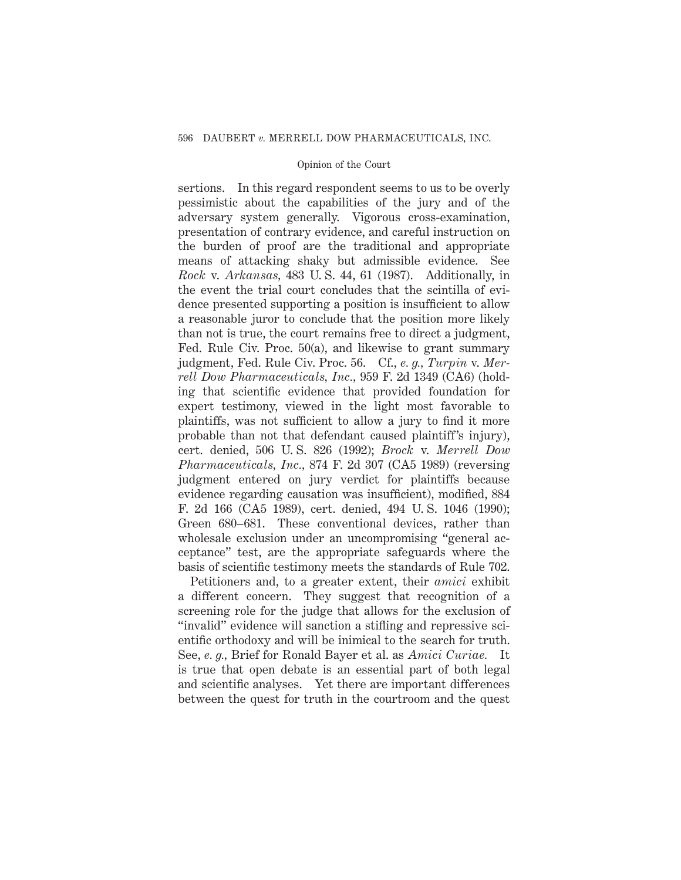sertions. In this regard respondent seems to us to be overly pessimistic about the capabilities of the jury and of the adversary system generally. Vigorous cross-examination, presentation of contrary evidence, and careful instruction on the burden of proof are the traditional and appropriate means of attacking shaky but admissible evidence. See *Rock* v. *Arkansas*, 483 U. S. 44, 61 (1987). Additionally, in the event the trial court concludes that the scintilla of evidence presented supporting a position is insufficient to allow a reasonable juror to conclude that the position more likely than not is true, the court remains free to direct a judgment, Fed. Rule Civ. Proc. 50(a), and likewise to grant summary judgment, Fed. Rule Civ. Proc. 56. Cf., *e. g.*, *Turpin* v. *Merrell Dow Pharmaceuticals, Inc.*, 959 F. 2d 1349 (CA6) (holding that scientific evidence that provided foundation for expert testimony, viewed in the light most favorable to plaintiffs, was not sufficient to allow a jury to find it more probable than not that defendant caused plaintiff's injury), cert. denied, 506 U. S. 826 (1992); *Brock* v. *Merrell Dow Pharmaceuticals, Inc.*, 874 F. 2d 307 (CA5 1989) (reversing judgment entered on jury verdict for plaintiffs because evidence regarding causation was insufficient), modified, 884 F. 2d 166 (CA5 1989), cert. denied, 494 U. S. 1046 (1990); Green 680–681. These conventional devices, rather than wholesale exclusion under an uncompromising "general acceptance" test, are the appropriate safeguards where the basis of scientific testimony meets the standards of Rule 702.

Petitioners and, to a greater extent, their *amici* exhibit a different concern. They suggest that recognition of a screening role for the judge that allows for the exclusion of "invalid" evidence will sanction a stifling and repressive scientific orthodoxy and will be inimical to the search for truth. See, *e. g.*, Brief for Ronald Bayer et al. as *Amici Curiae*. It is true that open debate is an essential part of both legal and scientific analyses. Yet there are important differences between the quest for truth in the courtroom and the quest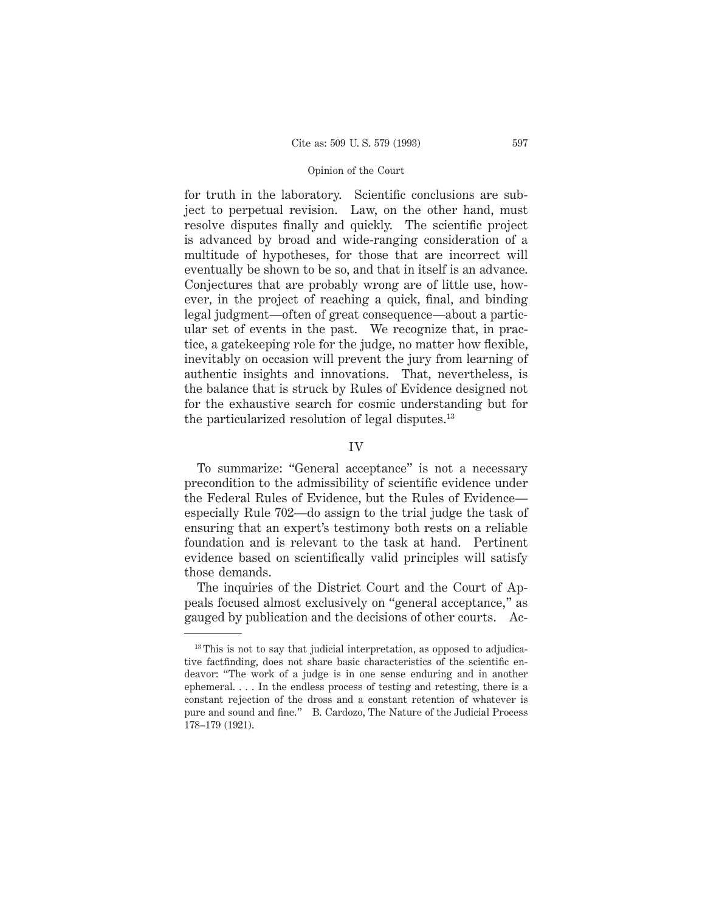for truth in the laboratory. Scientific conclusions are subject to perpetual revision. Law, on the other hand, must resolve disputes finally and quickly. The scientific project is advanced by broad and wide-ranging consideration of a multitude of hypotheses, for those that are incorrect will eventually be shown to be so, and that in itself is an advance. Conjectures that are probably wrong are of little use, however, in the project of reaching a quick, final, and binding legal judgment—often of great consequence—about a particular set of events in the past. We recognize that, in practice, a gatekeeping role for the judge, no matter how flexible, inevitably on occasion will prevent the jury from learning of authentic insights and innovations. That, nevertheless, is the balance that is struck by Rules of Evidence designed not for the exhaustive search for cosmic understanding but for the particularized resolution of legal disputes.[13]

## IV

To summarize: "General acceptance" is not a necessary precondition to the admissibility of scientific evidence under the Federal Rules of Evidence, but the Rules of Evidence—especially Rule 702—do assign to the trial judge the task of ensuring that an expert's testimony both rests on a reliable foundation and is relevant to the task at hand. Pertinent evidence based on scientifically valid principles will satisfy those demands.

The inquiries of the District Court and the Court of Appeals focused almost exclusively on "general acceptance," as gauged by publication and the decisions of other courts. Ac-

---

[13] This is not to say that judicial interpretation, as opposed to adjudicative factfinding, does not share basic characteristics of the scientific endeavor: "The work of a judge is in one sense enduring and in another ephemeral. . . . In the endless process of testing and retesting, there is a constant rejection of the dross and a constant retention of whatever is pure and sound and fine." B. Cardozo, The Nature of the Judicial Process 178–179 (1921).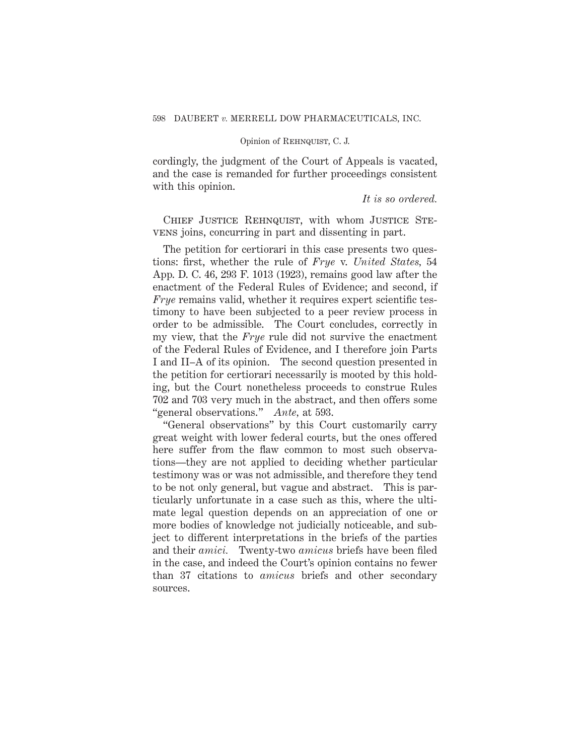cordingly, the judgment of the Court of Appeals is vacated, and the case is remanded for further proceedings consistent with this opinion.

*It is so ordered.*

Chief Justice Rehnquist, with whom Justice Stevens joins, concurring in part and dissenting in part.

The petition for certiorari in this case presents two questions: first, whether the rule of *Frye* v. *United States,* 54 App. D. C. 46, 293 F. 1013 (1923), remains good law after the enactment of the Federal Rules of Evidence; and second, if *Frye* remains valid, whether it requires expert scientific testimony to have been subjected to a peer review process in order to be admissible. The Court concludes, correctly in my view, that the *Frye* rule did not survive the enactment of the Federal Rules of Evidence, and I therefore join Parts I and II–A of its opinion. The second question presented in the petition for certiorari necessarily is mooted by this holding, but the Court nonetheless proceeds to construe Rules 702 and 703 very much in the abstract, and then offers some "general observations." *Ante,* at 593.

"General observations" by this Court customarily carry great weight with lower federal courts, but the ones offered here suffer from the flaw common to most such observations—they are not applied to deciding whether particular testimony was or was not admissible, and therefore they tend to be not only general, but vague and abstract. This is particularly unfortunate in a case such as this, where the ultimate legal question depends on an appreciation of one or more bodies of knowledge not judicially noticeable, and subject to different interpretations in the briefs of the parties and their *amici.* Twenty-two *amicus* briefs have been filed in the case, and indeed the Court's opinion contains no fewer than 37 citations to *amicus* briefs and other secondary sources.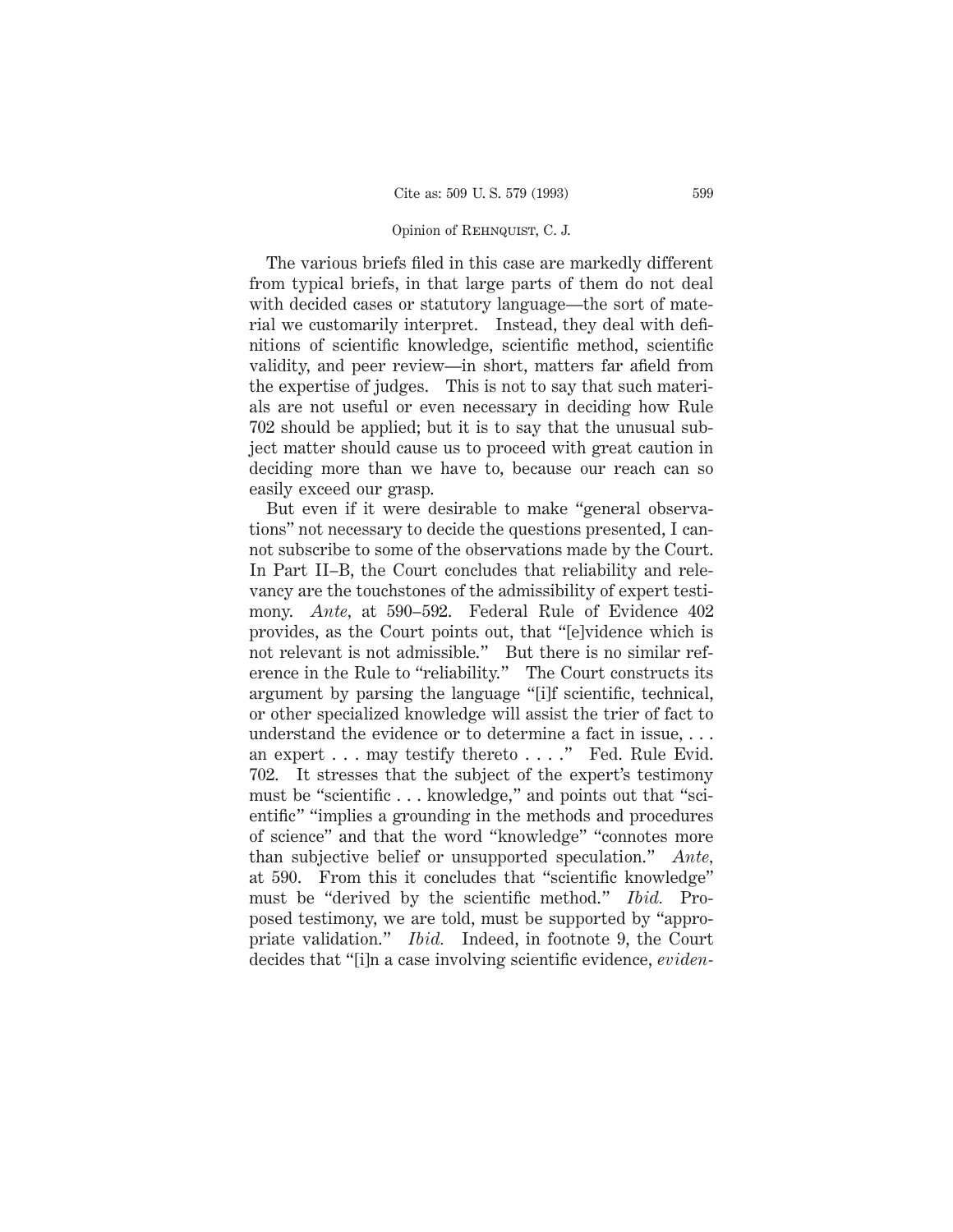The various briefs filed in this case are markedly different from typical briefs, in that large parts of them do not deal with decided cases or statutory language—the sort of material we customarily interpret. Instead, they deal with definitions of scientific knowledge, scientific method, scientific validity, and peer review—in short, matters far afield from the expertise of judges. This is not to say that such materials are not useful or even necessary in deciding how Rule 702 should be applied; but it is to say that the unusual subject matter should cause us to proceed with great caution in deciding more than we have to, because our reach can so easily exceed our grasp.

But even if it were desirable to make "general observations" not necessary to decide the questions presented, I cannot subscribe to some of the observations made by the Court. In Part II–B, the Court concludes that reliability and relevancy are the touchstones of the admissibility of expert testimony. *Ante*, at 590–592. Federal Rule of Evidence 402 provides, as the Court points out, that "[e]vidence which is not relevant is not admissible." But there is no similar reference in the Rule to "reliability." The Court constructs its argument by parsing the language "[i]f scientific, technical, or other specialized knowledge will assist the trier of fact to understand the evidence or to determine a fact in issue, . . . an expert . . . may testify thereto . . . ." Fed. Rule Evid. 702. It stresses that the subject of the expert's testimony must be "scientific . . . knowledge," and points out that "scientific" "implies a grounding in the methods and procedures of science" and that the word "knowledge" "connotes more than subjective belief or unsupported speculation." *Ante*, at 590. From this it concludes that "scientific knowledge" must be "derived by the scientific method." *Ibid.* Proposed testimony, we are told, must be supported by "appropriate validation." *Ibid.* Indeed, in footnote 9, the Court decides that "[i]n a case involving scientific evidence, *eviden-*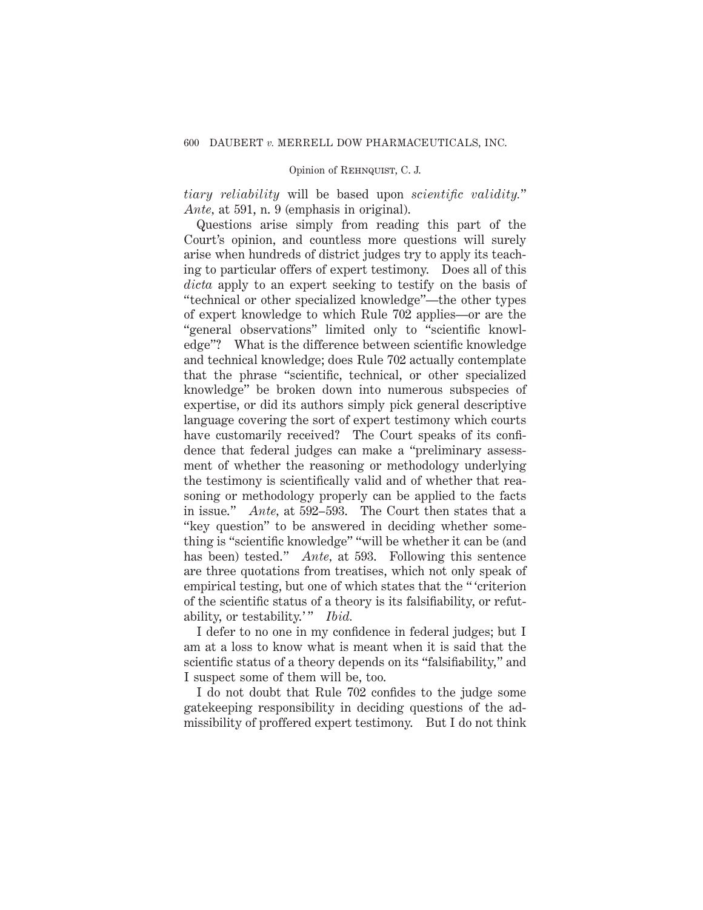*tiary reliability* will be based upon *scientific validity.*" *Ante,* at 591, n. 9 (emphasis in original).

Questions arise simply from reading this part of the Court's opinion, and countless more questions will surely arise when hundreds of district judges try to apply its teaching to particular offers of expert testimony. Does all of this *dicta* apply to an expert seeking to testify on the basis of "technical or other specialized knowledge"—the other types of expert knowledge to which Rule 702 applies—or are the "general observations" limited only to "scientific knowledge"? What is the difference between scientific knowledge and technical knowledge; does Rule 702 actually contemplate that the phrase "scientific, technical, or other specialized knowledge" be broken down into numerous subspecies of expertise, or did its authors simply pick general descriptive language covering the sort of expert testimony which courts have customarily received? The Court speaks of its confidence that federal judges can make a "preliminary assessment of whether the reasoning or methodology underlying the testimony is scientifically valid and of whether that reasoning or methodology properly can be applied to the facts in issue." *Ante,* at 592–593. The Court then states that a "key question" to be answered in deciding whether something is "scientific knowledge" "will be whether it can be (and has been) tested." *Ante,* at 593. Following this sentence are three quotations from treatises, which not only speak of empirical testing, but one of which states that the "'criterion of the scientific status of a theory is its falsifiability, or refutability, or testability.'" *Ibid.*

I defer to no one in my confidence in federal judges; but I am at a loss to know what is meant when it is said that the scientific status of a theory depends on its "falsifiability," and I suspect some of them will be, too.

I do not doubt that Rule 702 confides to the judge some gatekeeping responsibility in deciding questions of the admissibility of proffered expert testimony. But I do not think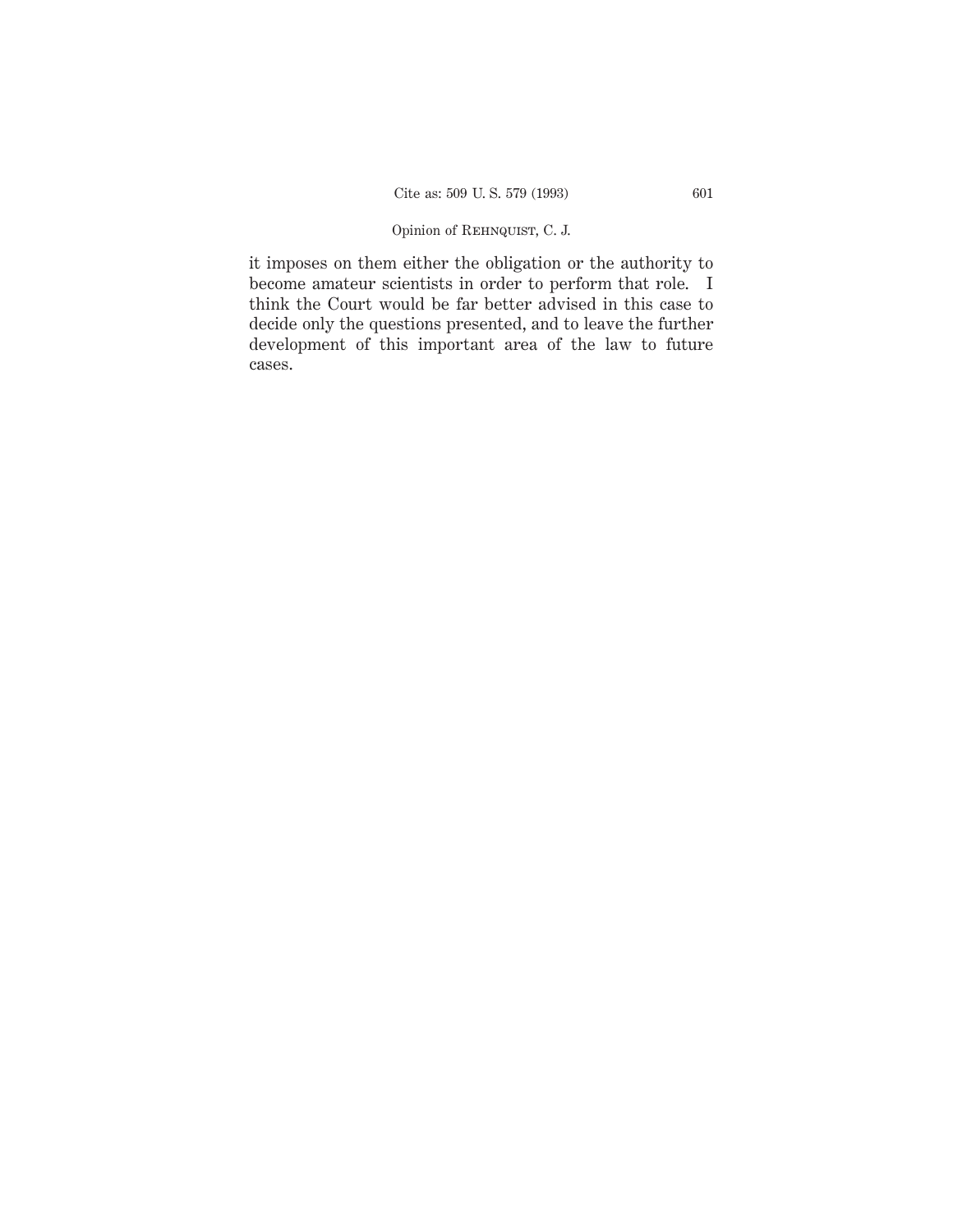it imposes on them either the obligation or the authority to become amateur scientists in order to perform that role. I think the Court would be far better advised in this case to decide only the questions presented, and to leave the further development of this important area of the law to future cases.